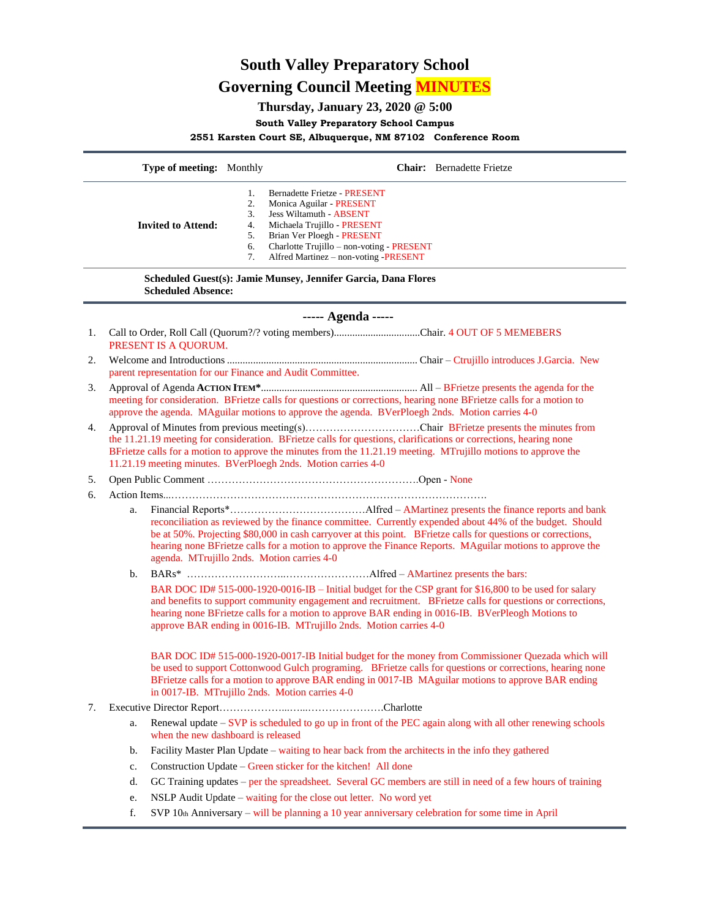# South Valley Preparatory School

## Governing Council Meeting MINUTES

### Thursday, January 23, 2020 @ 5:00

**South Valley Preparatory School Campus**

**2551 Karsten Court SE, Albuquerque, NM 87102   Conference Room**

---

**Type of meeting:** Monthly     **Chair:** Bernadette Frietze

**Invited to Attend:**

1. Bernadette Frietze - PRESENT
2. Monica Aguilar - PRESENT
3. Jess Wiltamuth - ABSENT
4. Michaela Trujillo - PRESENT
5. Brian Ver Ploegh - PRESENT
6. Charlotte Trujillo – non-voting - PRESENT
7. Alfred Martinez – non-voting -PRESENT

**Scheduled Guest(s): Jamie Munsey, Jennifer Garcia, Dana Flores**
**Scheduled Absence:**

---

## ----- Agenda -----

1. Call to Order, Roll Call (Quorum?/? voting members).................................Chair. 4 OUT OF 5 MEMEBERS PRESENT IS A QUORUM.
2. Welcome and Introductions ........................................................................ Chair – Ctrujillo introduces J.Garcia. New parent representation for our Finance and Audit Committee.
3. Approval of Agenda **ACTION ITEM***........................................................... All – BFrietze presents the agenda for the meeting for consideration. BFrietze calls for questions or corrections, hearing none BFrietze calls for a motion to approve the agenda. MAguilar motions to approve the agenda. BVerPloegh 2nds. Motion carries 4-0
4. Approval of Minutes from previous meeting(s)……………………………Chair BFrietze presents the minutes from the 11.21.19 meeting for consideration. BFrietze calls for questions, clarifications or corrections, hearing none BFrietze calls for a motion to approve the minutes from the 11.21.19 meeting. MTrujillo motions to approve the 11.21.19 meeting minutes. BVerPloegh 2nds. Motion carries 4-0
5. Open Public Comment ……………………………………………………Open - None
6. Action Items...………………………………………………………………………………….
   a. Financial Reports*…………………………………Alfred – AMartinez presents the finance reports and bank reconciliation as reviewed by the finance committee. Currently expended about 44% of the budget. Should be at 50%. Projecting $80,000 in cash carryover at this point. BFrietze calls for questions or corrections, hearing none BFrietze calls for a motion to approve the Finance Reports. MAguilar motions to approve the agenda. MTrujillo 2nds. Motion carries 4-0
   b. BARs* ………………………...……………………Alfred – AMartinez presents the bars:

      BAR DOC ID# 515-000-1920-0016-IB – Initial budget for the CSP grant for $16,800 to be used for salary and benefits to support community engagement and recruitment. BFrietze calls for questions or corrections, hearing none BFrietze calls for a motion to approve BAR ending in 0016-IB. BVerPleogh Motions to approve BAR ending in 0016-IB. MTrujillo 2nds. Motion carries 4-0

      BAR DOC ID# 515-000-1920-0017-IB Initial budget for the money from Commissioner Quezada which will be used to support Cottonwood Gulch programing. BFrietze calls for questions or corrections, hearing none BFrietze calls for a motion to approve BAR ending in 0017-IB MAguilar motions to approve BAR ending in 0017-IB. MTrujillo 2nds. Motion carries 4-0
7. Executive Director Report………………...…...…………………Charlotte
   a. Renewal update – SVP is scheduled to go up in front of the PEC again along with all other renewing schools when the new dashboard is released
   b. Facility Master Plan Update – waiting to hear back from the architects in the info they gathered
   c. Construction Update – Green sticker for the kitchen! All done
   d. GC Training updates – per the spreadsheet. Several GC members are still in need of a few hours of training
   e. NSLP Audit Update – waiting for the close out letter. No word yet
   f. SVP 10th Anniversary – will be planning a 10 year anniversary celebration for some time in April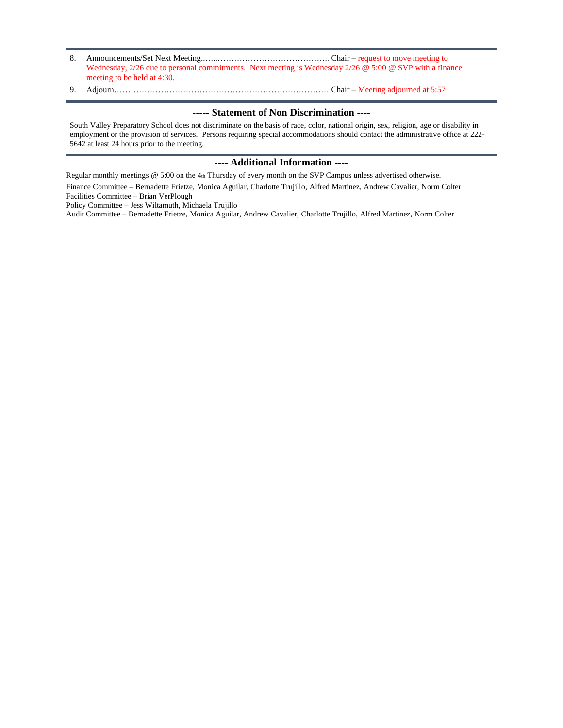8. Announcements/Set Next Meeting..…..………………………………….. Chair – request to move meeting to Wednesday, 2/26 due to personal commitments. Next meeting is Wednesday 2/26 @ 5:00 @ SVP with a finance meeting to be held at 4:30.
9. Adjourn……………………………………………………………………. Chair – Meeting adjourned at 5:57

## ----- Statement of Non Discrimination ----

South Valley Preparatory School does not discriminate on the basis of race, color, national origin, sex, religion, age or disability in employment or the provision of services. Persons requiring special accommodations should contact the administrative office at 222-5642 at least 24 hours prior to the meeting.

## ---- Additional Information ----

Regular monthly meetings @ 5:00 on the 4th Thursday of every month on the SVP Campus unless advertised otherwise.

Finance Committee – Bernadette Frietze, Monica Aguilar, Charlotte Trujillo, Alfred Martinez, Andrew Cavalier, Norm Colter
Facilities Committee – Brian VerPlough
Policy Committee – Jess Wiltamuth, Michaela Trujillo
Audit Committee – Bernadette Frietze, Monica Aguilar, Andrew Cavalier, Charlotte Trujillo, Alfred Martinez, Norm Colter